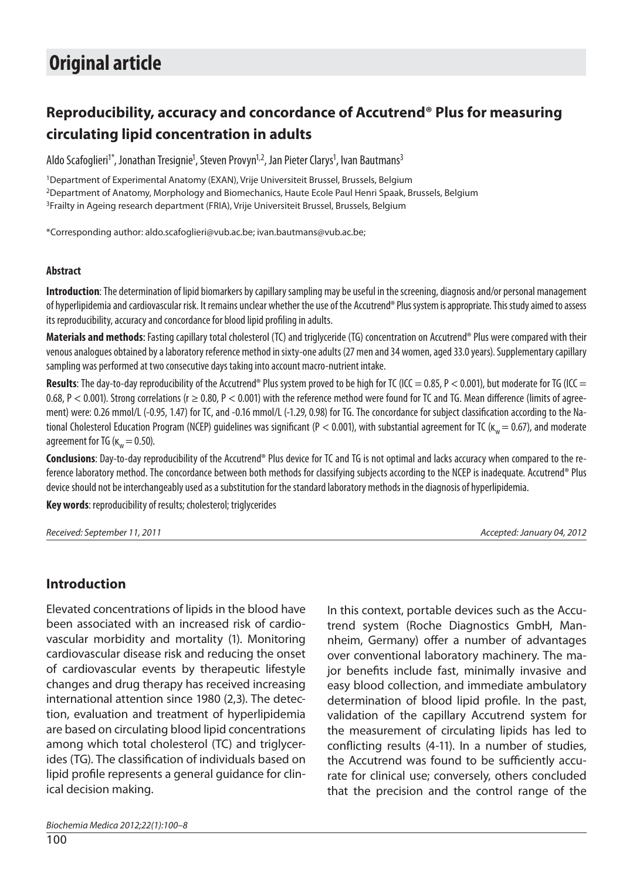# Original article

## Reproducibility, accuracy and concordance of Accutrend® Plus for measuring circulating lipid concentration in adults

Aldo Scafoglieri[1*], Jonathan Tresignie[1], Steven Provyn[1,2], Jan Pieter Clarys[1], Ivan Bautmans[3]

[1]Department of Experimental Anatomy (EXAN), Vrije Universiteit Brussel, Brussels, Belgium
[2]Department of Anatomy, Morphology and Biomechanics, Haute Ecole Paul Henri Spaak, Brussels, Belgium
[3]Frailty in Ageing research department (FRIA), Vrije Universiteit Brussel, Brussels, Belgium

*Corresponding author: aldo.scafoglieri@vub.ac.be; ivan.bautmans@vub.ac.be;

### Abstract

**Introduction**: The determination of lipid biomarkers by capillary sampling may be useful in the screening, diagnosis and/or personal management of hyperlipidemia and cardiovascular risk. It remains unclear whether the use of the Accutrend® Plus system is appropriate. This study aimed to assess its reproducibility, accuracy and concordance for blood lipid profiling in adults.

**Materials and methods**: Fasting capillary total cholesterol (TC) and triglyceride (TG) concentration on Accutrend® Plus were compared with their venous analogues obtained by a laboratory reference method in sixty-one adults (27 men and 34 women, aged 33.0 years). Supplementary capillary sampling was performed at two consecutive days taking into account macro-nutrient intake.

**Results**: The day-to-day reproducibility of the Accutrend® Plus system proved to be high for TC (ICC = 0.85, $P < 0.001$), but moderate for TG (ICC = 0.68, $P < 0.001$). Strong correlations ($r \geq 0.80$, $P < 0.001$) with the reference method were found for TC and TG. Mean difference (limits of agreement) were: 0.26 mmol/L (-0.95, 1.47) for TC, and -0.16 mmol/L (-1.29, 0.98) for TG. The concordance for subject classification according to the National Cholesterol Education Program (NCEP) guidelines was significant ($P < 0.001$), with substantial agreement for TC ($\kappa_w = 0.67$), and moderate agreement for TG ($\kappa_w = 0.50$).

**Conclusions**: Day-to-day reproducibility of the Accutrend® Plus device for TC and TG is not optimal and lacks accuracy when compared to the reference laboratory method. The concordance between both methods for classifying subjects according to the NCEP is inadequate. Accutrend® Plus device should not be interchangeably used as a substitution for the standard laboratory methods in the diagnosis of hyperlipidemia.

**Key words**: reproducibility of results; cholesterol; triglycerides

*Received: September 11, 2011* *Accepted: January 04, 2012*

## Introduction

Elevated concentrations of lipids in the blood have been associated with an increased risk of cardiovascular morbidity and mortality (1). Monitoring cardiovascular disease risk and reducing the onset of cardiovascular events by therapeutic lifestyle changes and drug therapy has received increasing international attention since 1980 (2,3). The detection, evaluation and treatment of hyperlipidemia are based on circulating blood lipid concentrations among which total cholesterol (TC) and triglycerides (TG). The classification of individuals based on lipid profile represents a general guidance for clinical decision making.

In this context, portable devices such as the Accutrend system (Roche Diagnostics GmbH, Mannheim, Germany) offer a number of advantages over conventional laboratory machinery. The major benefits include fast, minimally invasive and easy blood collection, and immediate ambulatory determination of blood lipid profile. In the past, validation of the capillary Accutrend system for the measurement of circulating lipids has led to conflicting results (4-11). In a number of studies, the Accutrend was found to be sufficiently accurate for clinical use; conversely, others concluded that the precision and the control range of the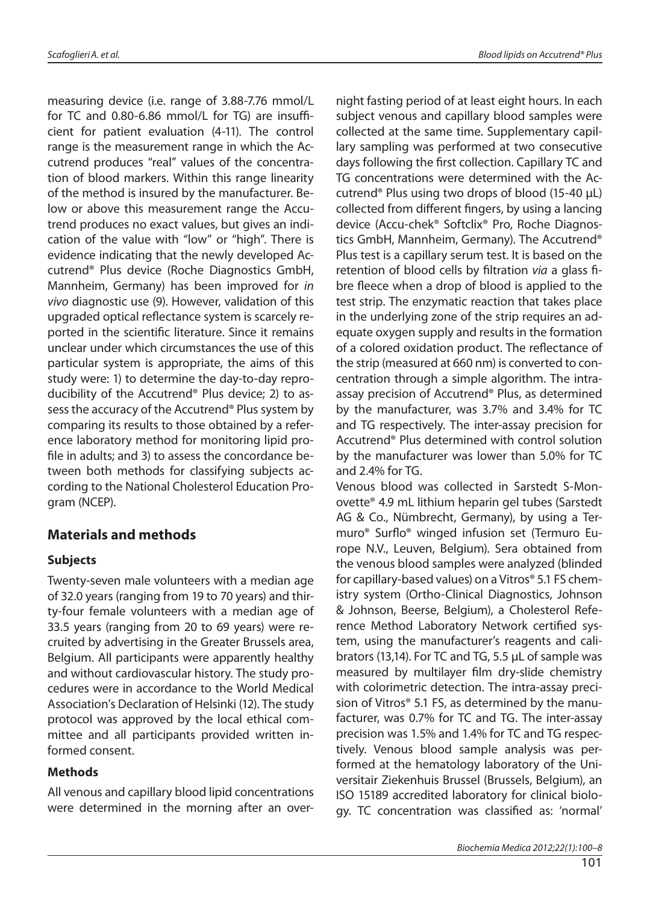measuring device (i.e. range of 3.88-7.76 mmol/L for TC and 0.80-6.86 mmol/L for TG) are insufficient for patient evaluation (4-11). The control range is the measurement range in which the Accutrend produces "real" values of the concentration of blood markers. Within this range linearity of the method is insured by the manufacturer. Below or above this measurement range the Accutrend produces no exact values, but gives an indication of the value with "low" or "high". There is evidence indicating that the newly developed Accutrend® Plus device (Roche Diagnostics GmbH, Mannheim, Germany) has been improved for *in vivo* diagnostic use (9). However, validation of this upgraded optical reflectance system is scarcely reported in the scientific literature. Since it remains unclear under which circumstances the use of this particular system is appropriate, the aims of this study were: 1) to determine the day-to-day reproducibility of the Accutrend® Plus device; 2) to assess the accuracy of the Accutrend® Plus system by comparing its results to those obtained by a reference laboratory method for monitoring lipid profile in adults; and 3) to assess the concordance between both methods for classifying subjects according to the National Cholesterol Education Program (NCEP).

## Materials and methods

### Subjects

Twenty-seven male volunteers with a median age of 32.0 years (ranging from 19 to 70 years) and thirty-four female volunteers with a median age of 33.5 years (ranging from 20 to 69 years) were recruited by advertising in the Greater Brussels area, Belgium. All participants were apparently healthy and without cardiovascular history. The study procedures were in accordance to the World Medical Association's Declaration of Helsinki (12). The study protocol was approved by the local ethical committee and all participants provided written informed consent.

### Methods

All venous and capillary blood lipid concentrations were determined in the morning after an overnight fasting period of at least eight hours. In each subject venous and capillary blood samples were collected at the same time. Supplementary capillary sampling was performed at two consecutive days following the first collection. Capillary TC and TG concentrations were determined with the Accutrend® Plus using two drops of blood (15-40 µL) collected from different fingers, by using a lancing device (Accu-chek® Softclix® Pro, Roche Diagnostics GmbH, Mannheim, Germany). The Accutrend® Plus test is a capillary serum test. It is based on the retention of blood cells by filtration *via* a glass fibre fleece when a drop of blood is applied to the test strip. The enzymatic reaction that takes place in the underlying zone of the strip requires an adequate oxygen supply and results in the formation of a colored oxidation product. The reflectance of the strip (measured at 660 nm) is converted to concentration through a simple algorithm. The intra-assay precision of Accutrend® Plus, as determined by the manufacturer, was 3.7% and 3.4% for TC and TG respectively. The inter-assay precision for Accutrend® Plus determined with control solution by the manufacturer was lower than 5.0% for TC and 2.4% for TG.

Venous blood was collected in Sarstedt S-Monovette® 4.9 mL lithium heparin gel tubes (Sarstedt AG & Co., Nümbrecht, Germany), by using a Termuro® Surflo® winged infusion set (Termuro Europe N.V., Leuven, Belgium). Sera obtained from the venous blood samples were analyzed (blinded for capillary-based values) on a Vitros® 5.1 FS chemistry system (Ortho-Clinical Diagnostics, Johnson & Johnson, Beerse, Belgium), a Cholesterol Reference Method Laboratory Network certified system, using the manufacturer's reagents and calibrators (13,14). For TC and TG, 5.5 µL of sample was measured by multilayer film dry-slide chemistry with colorimetric detection. The intra-assay precision of Vitros® 5.1 FS, as determined by the manufacturer, was 0.7% for TC and TG. The inter-assay precision was 1.5% and 1.4% for TC and TG respectively. Venous blood sample analysis was performed at the hematology laboratory of the Universitair Ziekenhuis Brussel (Brussels, Belgium), an ISO 15189 accredited laboratory for clinical biology. TC concentration was classified as: 'normal'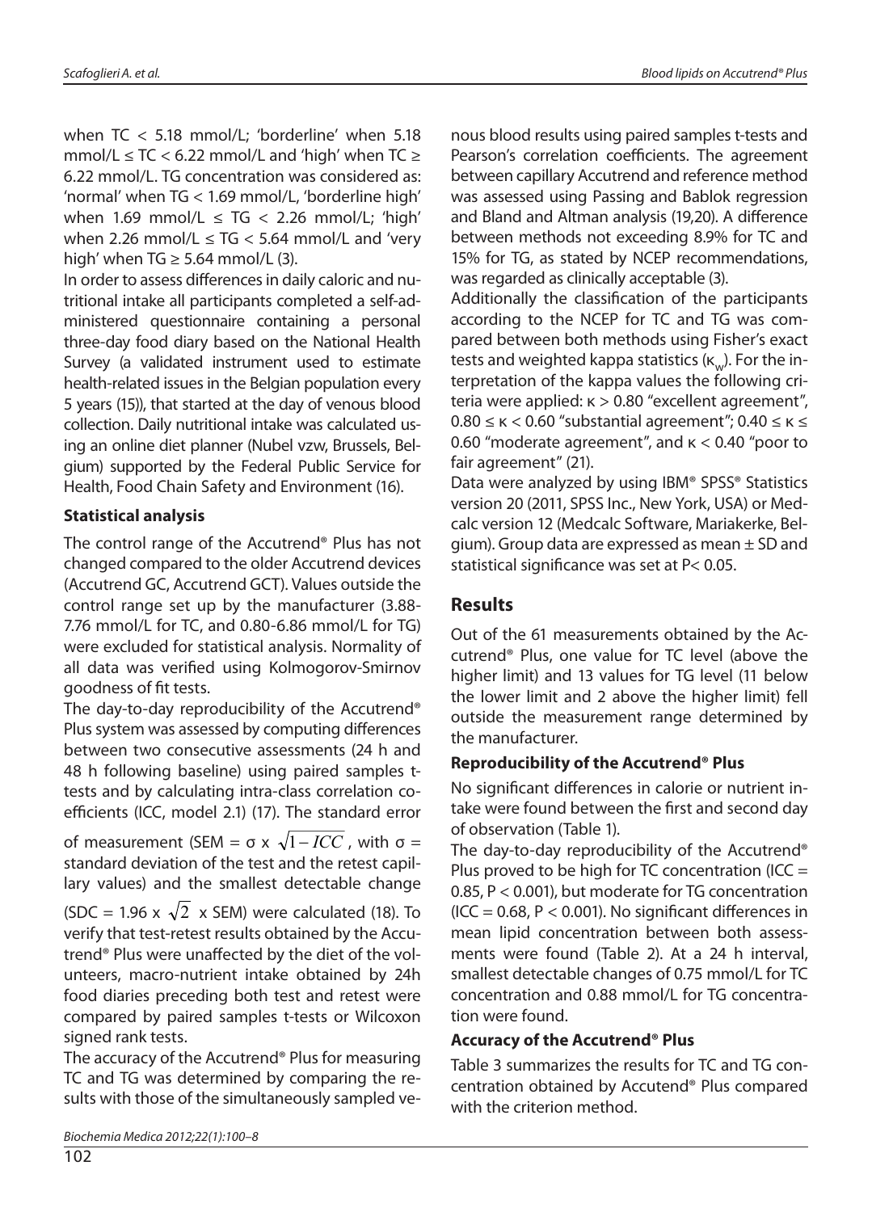when TC < 5.18 mmol/L; 'borderline' when 5.18 mmol/L ≤ TC < 6.22 mmol/L and 'high' when TC ≥ 6.22 mmol/L. TG concentration was considered as: 'normal' when TG < 1.69 mmol/L, 'borderline high' when 1.69 mmol/L ≤ TG < 2.26 mmol/L; 'high' when 2.26 mmol/L ≤ TG < 5.64 mmol/L and 'very high' when TG ≥ 5.64 mmol/L (3).

In order to assess differences in daily caloric and nutritional intake all participants completed a self-administered questionnaire containing a personal three-day food diary based on the National Health Survey (a validated instrument used to estimate health-related issues in the Belgian population every 5 years (15)), that started at the day of venous blood collection. Daily nutritional intake was calculated using an online diet planner (Nubel vzw, Brussels, Belgium) supported by the Federal Public Service for Health, Food Chain Safety and Environment (16).

### Statistical analysis

The control range of the Accutrend® Plus has not changed compared to the older Accutrend devices (Accutrend GC, Accutrend GCT). Values outside the control range set up by the manufacturer (3.88-7.76 mmol/L for TC, and 0.80-6.86 mmol/L for TG) were excluded for statistical analysis. Normality of all data was verified using Kolmogorov-Smirnov goodness of fit tests.

The day-to-day reproducibility of the Accutrend® Plus system was assessed by computing differences between two consecutive assessments (24 h and 48 h following baseline) using paired samples t-tests and by calculating intra-class correlation coefficients (ICC, model 2.1) (17). The standard error of measurement (SEM = $\sigma \times \sqrt{1-ICC}$, with $\sigma$ = standard deviation of the test and the retest capillary values) and the smallest detectable change (SDC = $1.96 \times \sqrt{2} \times$ SEM) were calculated (18). To verify that test-retest results obtained by the Accutrend® Plus were unaffected by the diet of the volunteers, macro-nutrient intake obtained by 24h food diaries preceding both test and retest were compared by paired samples t-tests or Wilcoxon signed rank tests.

The accuracy of the Accutrend® Plus for measuring TC and TG was determined by comparing the results with those of the simultaneously sampled venous blood results using paired samples t-tests and Pearson's correlation coefficients. The agreement between capillary Accutrend and reference method was assessed using Passing and Bablok regression and Bland and Altman analysis (19,20). A difference between methods not exceeding 8.9% for TC and 15% for TG, as stated by NCEP recommendations, was regarded as clinically acceptable (3).

Additionally the classification of the participants according to the NCEP for TC and TG was compared between both methods using Fisher's exact tests and weighted kappa statistics ($\kappa_w$). For the interpretation of the kappa values the following criteria were applied: $\kappa$ > 0.80 "excellent agreement", 0.80 ≤ $\kappa$ < 0.60 "substantial agreement"; 0.40 ≤ $\kappa$ ≤ 0.60 "moderate agreement", and $\kappa$ < 0.40 "poor to fair agreement" (21).

Data were analyzed by using IBM® SPSS® Statistics version 20 (2011, SPSS Inc., New York, USA) or Medcalc version 12 (Medcalc Software, Mariakerke, Belgium). Group data are expressed as mean ± SD and statistical significance was set at P< 0.05.

## Results

Out of the 61 measurements obtained by the Accutrend® Plus, one value for TC level (above the higher limit) and 13 values for TG level (11 below the lower limit and 2 above the higher limit) fell outside the measurement range determined by the manufacturer.

### Reproducibility of the Accutrend® Plus

No significant differences in calorie or nutrient intake were found between the first and second day of observation (Table 1).

The day-to-day reproducibility of the Accutrend® Plus proved to be high for TC concentration (ICC = 0.85, P < 0.001), but moderate for TG concentration (ICC = 0.68, P < 0.001). No significant differences in mean lipid concentration between both assessments were found (Table 2). At a 24 h interval, smallest detectable changes of 0.75 mmol/L for TC concentration and 0.88 mmol/L for TG concentration were found.

### Accuracy of the Accutrend® Plus

Table 3 summarizes the results for TC and TG concentration obtained by Accutend® Plus compared with the criterion method.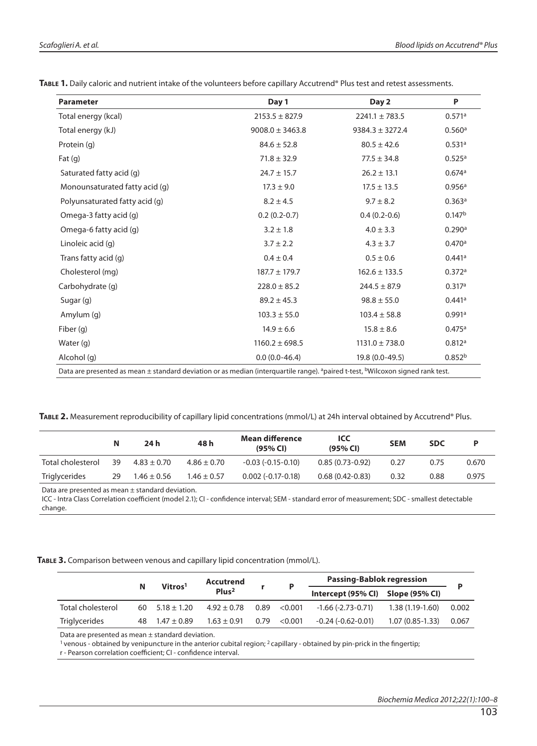**Table 1.** Daily caloric and nutrient intake of the volunteers before capillary Accutrend® Plus test and retest assessments.

| Parameter | Day 1 | Day 2 | P |
|---|---|---|---|
| Total energy (kcal) | 2153.5 ± 827.9 | 2241.1 ± 783.5 | 0.571[a] |
| Total energy (kJ) | 9008.0 ± 3463.8 | 9384.3 ± 3272.4 | 0.560[a] |
| Protein (g) | 84.6 ± 52.8 | 80.5 ± 42.6 | 0.531[a] |
| Fat (g) | 71.8 ± 32.9 | 77.5 ± 34.8 | 0.525[a] |
| Saturated fatty acid (g) | 24.7 ± 15.7 | 26.2 ± 13.1 | 0.674[a] |
| Monounsaturated fatty acid (g) | 17.3 ± 9.0 | 17.5 ± 13.5 | 0.956[a] |
| Polyunsaturated fatty acid (g) | 8.2 ± 4.5 | 9.7 ± 8.2 | 0.363[a] |
| Omega-3 fatty acid (g) | 0.2 (0.2-0.7) | 0.4 (0.2-0.6) | 0.147[b] |
| Omega-6 fatty acid (g) | 3.2 ± 1.8 | 4.0 ± 3.3 | 0.290[a] |
| Linoleic acid (g) | 3.7 ± 2.2 | 4.3 ± 3.7 | 0.470[a] |
| Trans fatty acid (g) | 0.4 ± 0.4 | 0.5 ± 0.6 | 0.441[a] |
| Cholesterol (mg) | 187.7 ± 179.7 | 162.6 ± 133.5 | 0.372[a] |
| Carbohydrate (g) | 228.0 ± 85.2 | 244.5 ± 87.9 | 0.317[a] |
| Sugar (g) | 89.2 ± 45.3 | 98.8 ± 55.0 | 0.441[a] |
| Amylum (g) | 103.3 ± 55.0 | 103.4 ± 58.8 | 0.991[a] |
| Fiber (g) | 14.9 ± 6.6 | 15.8 ± 8.6 | 0.475[a] |
| Water (g) | 1160.2 ± 698.5 | 1131.0 ± 738.0 | 0.812[a] |
| Alcohol (g) | 0.0 (0.0-46.4) | 19.8 (0.0-49.5) | 0.852[b] |

Data are presented as mean ± standard deviation or as median (interquartile range). [a]paired t-test, [b]Wilcoxon signed rank test.

**Table 2.** Measurement reproducibility of capillary lipid concentrations (mmol/L) at 24h interval obtained by Accutrend® Plus.

| | N | 24 h | 48 h | Mean difference (95% CI) | ICC (95% CI) | SEM | SDC | P |
|---|---|---|---|---|---|---|---|---|
| Total cholesterol | 39 | 4.83 ± 0.70 | 4.86 ± 0.70 | -0.03 (-0.15-0.10) | 0.85 (0.73-0.92) | 0.27 | 0.75 | 0.670 |
| Triglycerides | 29 | 1.46 ± 0.56 | 1.46 ± 0.57 | 0.002 (-0.17-0.18) | 0.68 (0.42-0.83) | 0.32 | 0.88 | 0.975 |

Data are presented as mean ± standard deviation.
ICC - Intra Class Correlation coefficient (model 2.1); CI - confidence interval; SEM - standard error of measurement; SDC - smallest detectable change.

**Table 3.** Comparison between venous and capillary lipid concentration (mmol/L).

| | N | Vitros[1] | Accutrend Plus[2] | r | P | Passing-Bablok regression | | P |
|---|---|---|---|---|---|---|---|---|
| | | | | | | Intercept (95% CI) | Slope (95% CI) | |
| Total cholesterol | 60 | 5.18 ± 1.20 | 4.92 ± 0.78 | 0.89 | <0.001 | -1.66 (-2.73-0.71) | 1.38 (1.19-1.60) | 0.002 |
| Triglycerides | 48 | 1.47 ± 0.89 | 1.63 ± 0.91 | 0.79 | <0.001 | -0.24 (-0.62-0.01) | 1.07 (0.85-1.33) | 0.067 |

Data are presented as mean ± standard deviation.
[1] venous - obtained by venipuncture in the anterior cubital region; [2] capillary - obtained by pin-prick in the fingertip;
r - Pearson correlation coefficient; CI - confidence interval.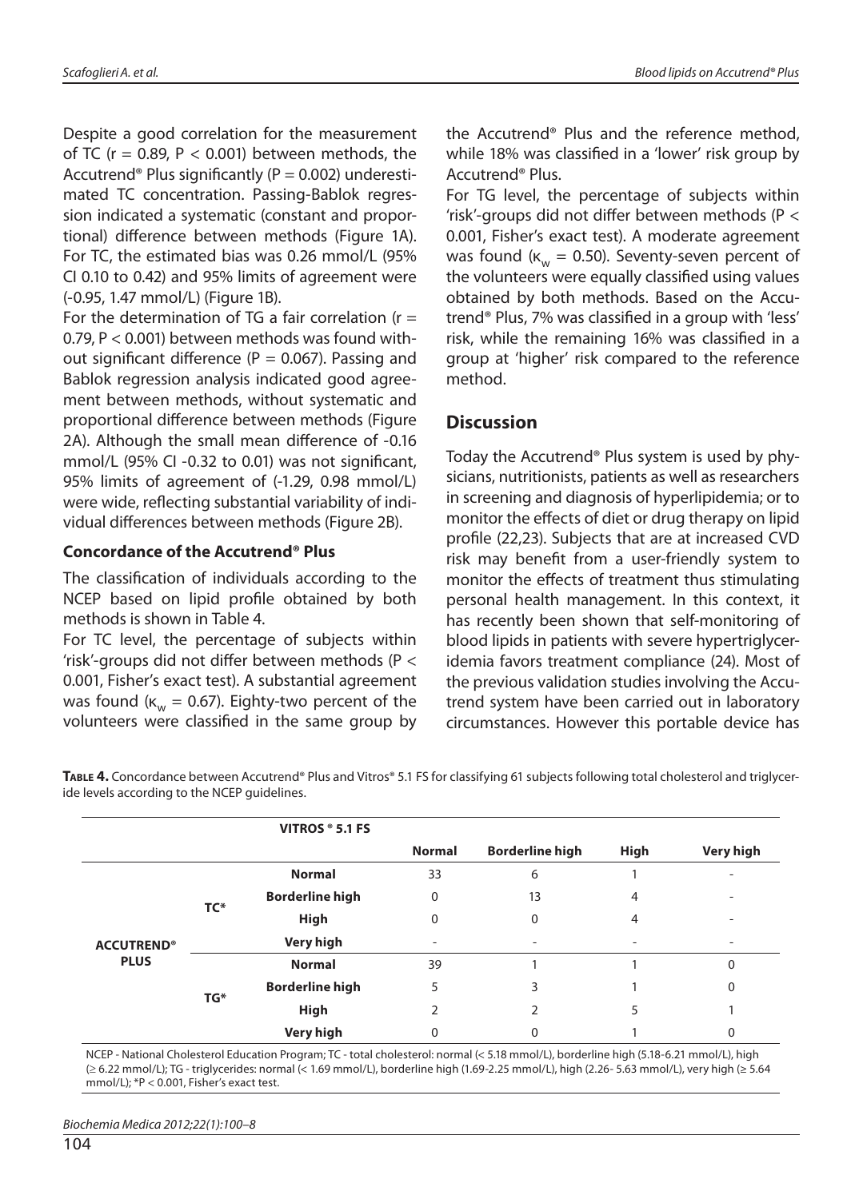Despite a good correlation for the measurement of TC ($r = 0.89$, $P < 0.001$) between methods, the Accutrend® Plus significantly ($P = 0.002$) underestimated TC concentration. Passing-Bablok regression indicated a systematic (constant and proportional) difference between methods (Figure 1A). For TC, the estimated bias was 0.26 mmol/L (95% CI 0.10 to 0.42) and 95% limits of agreement were (-0.95, 1.47 mmol/L) (Figure 1B).

For the determination of TG a fair correlation ($r = 0.79$, $P < 0.001$) between methods was found without significant difference ($P = 0.067$). Passing and Bablok regression analysis indicated good agreement between methods, without systematic and proportional difference between methods (Figure 2A). Although the small mean difference of -0.16 mmol/L (95% CI -0.32 to 0.01) was not significant, 95% limits of agreement of (-1.29, 0.98 mmol/L) were wide, reflecting substantial variability of individual differences between methods (Figure 2B).

### Concordance of the Accutrend® Plus

The classification of individuals according to the NCEP based on lipid profile obtained by both methods is shown in Table 4.

For TC level, the percentage of subjects within 'risk'-groups did not differ between methods ($P < 0.001$, Fisher's exact test). A substantial agreement was found ($\kappa_w = 0.67$). Eighty-two percent of the volunteers were classified in the same group by the Accutrend® Plus and the reference method, while 18% was classified in a 'lower' risk group by Accutrend® Plus.

For TG level, the percentage of subjects within 'risk'-groups did not differ between methods ($P < 0.001$, Fisher's exact test). A moderate agreement was found ($\kappa_w = 0.50$). Seventy-seven percent of the volunteers were equally classified using values obtained by both methods. Based on the Accutrend® Plus, 7% was classified in a group with 'less' risk, while the remaining 16% was classified in a group at 'higher' risk compared to the reference method.

## Discussion

Today the Accutrend® Plus system is used by physicians, nutritionists, patients as well as researchers in screening and diagnosis of hyperlipidemia; or to monitor the effects of diet or drug therapy on lipid profile (22,23). Subjects that are at increased CVD risk may benefit from a user-friendly system to monitor the effects of treatment thus stimulating personal health management. In this context, it has recently been shown that self-monitoring of blood lipids in patients with severe hypertriglyceridemia favors treatment compliance (24). Most of the previous validation studies involving the Accutrend system have been carried out in laboratory circumstances. However this portable device has

**Table 4.** Concordance between Accutrend® Plus and Vitros® 5.1 FS for classifying 61 subjects following total cholesterol and triglyceride levels according to the NCEP guidelines.

| | | VITROS ® 5.1 FS | | | |
|---|---|---|---|---|---|
| | | **Normal** | **Borderline high** | **High** | **Very high** |
| **ACCUTREND® PLUS** TC* | **Normal** | 33 | 6 | 1 | - |
| | **Borderline high** | 0 | 13 | 4 | - |
| | **High** | 0 | 0 | 4 | - |
| | **Very high** | - | - | - | - |
| **ACCUTREND® PLUS** TG* | **Normal** | 39 | 1 | 1 | 0 |
| | **Borderline high** | 5 | 3 | 1 | 0 |
| | **High** | 2 | 2 | 5 | 1 |
| | **Very high** | 0 | 0 | 1 | 0 |

NCEP - National Cholesterol Education Program; TC - total cholesterol: normal (< 5.18 mmol/L), borderline high (5.18-6.21 mmol/L), high (≥ 6.22 mmol/L); TG - triglycerides: normal (< 1.69 mmol/L), borderline high (1.69-2.25 mmol/L), high (2.26- 5.63 mmol/L), very high (≥ 5.64 mmol/L); *P < 0.001, Fisher's exact test.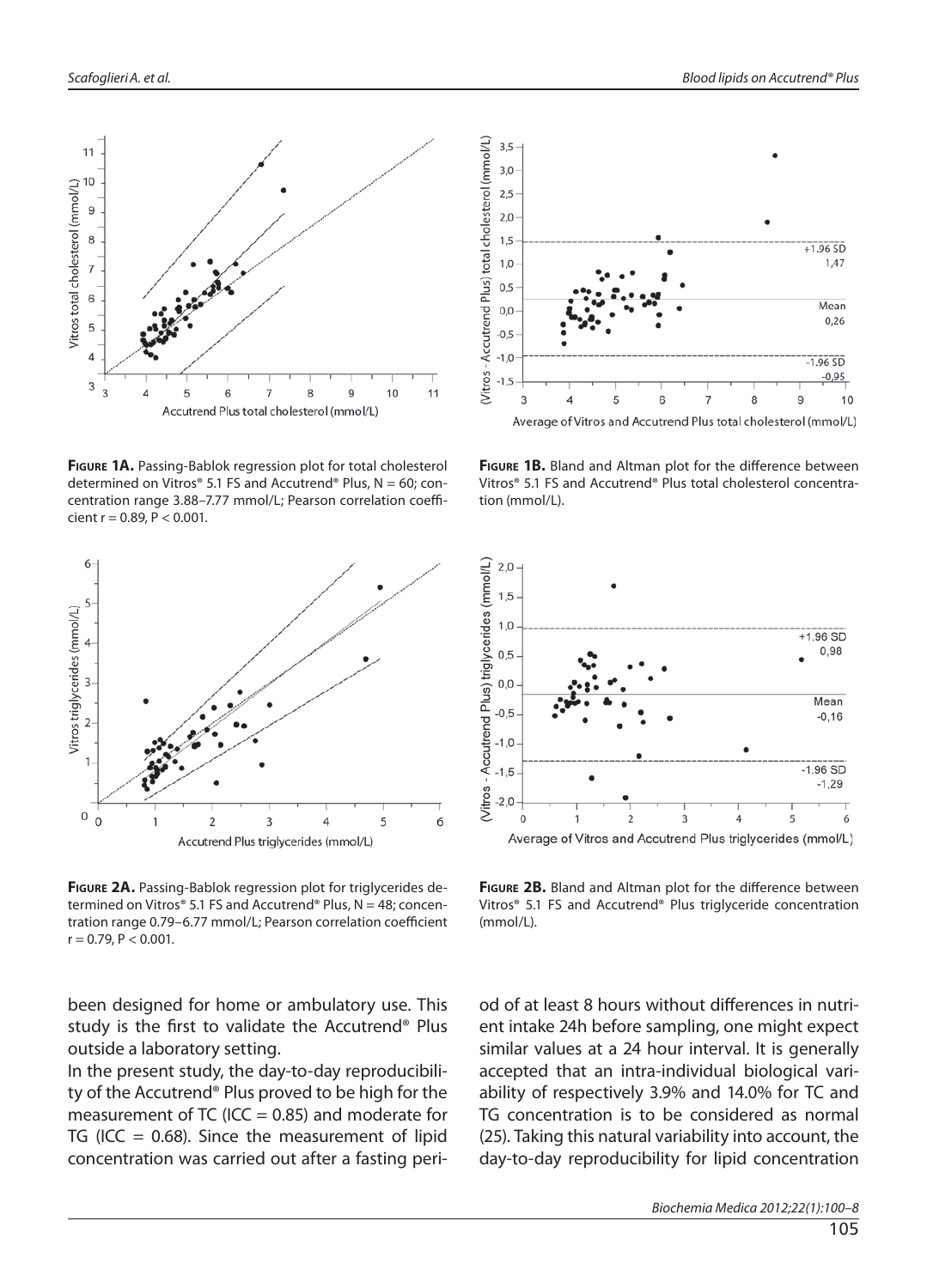**Figure 1A.** Passing-Bablok regression plot for total cholesterol determined on Vitros® 5.1 FS and Accutrend® Plus, N = 60; concentration range 3.88–7.77 mmol/L; Pearson correlation coefficient r = 0.89, P < 0.001.

**Figure 1B.** Bland and Altman plot for the difference between Vitros® 5.1 FS and Accutrend® Plus total cholesterol concentration (mmol/L).

**Figure 2A.** Passing-Bablok regression plot for triglycerides determined on Vitros® 5.1 FS and Accutrend® Plus, N = 48; concentration range 0.79–6.77 mmol/L; Pearson correlation coefficient r = 0.79, P < 0.001.

**Figure 2B.** Bland and Altman plot for the difference between Vitros® 5.1 FS and Accutrend® Plus triglyceride concentration (mmol/L).

been designed for home or ambulatory use. This study is the first to validate the Accutrend® Plus outside a laboratory setting.

In the present study, the day-to-day reproducibility of the Accutrend® Plus proved to be high for the measurement of TC (ICC = 0.85) and moderate for TG (ICC = 0.68). Since the measurement of lipid concentration was carried out after a fasting period of at least 8 hours without differences in nutrient intake 24h before sampling, one might expect similar values at a 24 hour interval. It is generally accepted that an intra-individual biological variability of respectively 3.9% and 14.0% for TC and TG concentration is to be considered as normal (25). Taking this natural variability into account, the day-to-day reproducibility for lipid concentration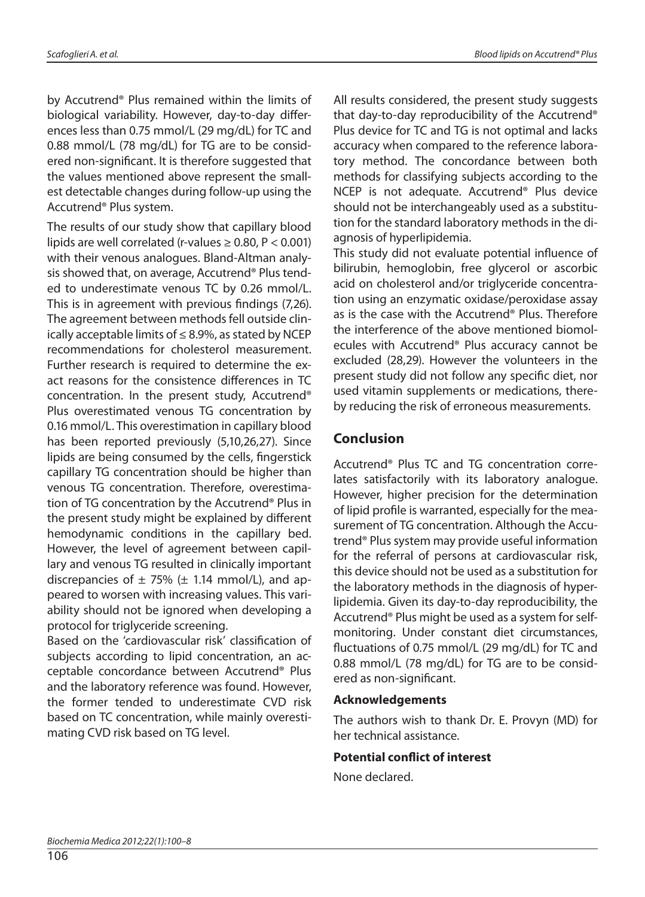by Accutrend® Plus remained within the limits of biological variability. However, day-to-day differences less than 0.75 mmol/L (29 mg/dL) for TC and 0.88 mmol/L (78 mg/dL) for TG are to be considered non-significant. It is therefore suggested that the values mentioned above represent the smallest detectable changes during follow-up using the Accutrend® Plus system.

The results of our study show that capillary blood lipids are well correlated (r-values $\geq 0.80$, $P < 0.001$) with their venous analogues. Bland-Altman analysis showed that, on average, Accutrend® Plus tended to underestimate venous TC by 0.26 mmol/L. This is in agreement with previous findings (7,26). The agreement between methods fell outside clinically acceptable limits of ≤ 8.9%, as stated by NCEP recommendations for cholesterol measurement. Further research is required to determine the exact reasons for the consistence differences in TC concentration. In the present study, Accutrend® Plus overestimated venous TG concentration by 0.16 mmol/L. This overestimation in capillary blood has been reported previously (5,10,26,27). Since lipids are being consumed by the cells, fingerstick capillary TG concentration should be higher than venous TG concentration. Therefore, overestimation of TG concentration by the Accutrend® Plus in the present study might be explained by different hemodynamic conditions in the capillary bed. However, the level of agreement between capillary and venous TG resulted in clinically important discrepancies of ± 75% (± 1.14 mmol/L), and appeared to worsen with increasing values. This variability should not be ignored when developing a protocol for triglyceride screening.

Based on the 'cardiovascular risk' classification of subjects according to lipid concentration, an acceptable concordance between Accutrend® Plus and the laboratory reference was found. However, the former tended to underestimate CVD risk based on TC concentration, while mainly overestimating CVD risk based on TG level.

All results considered, the present study suggests that day-to-day reproducibility of the Accutrend® Plus device for TC and TG is not optimal and lacks accuracy when compared to the reference laboratory method. The concordance between both methods for classifying subjects according to the NCEP is not adequate. Accutrend® Plus device should not be interchangeably used as a substitution for the standard laboratory methods in the diagnosis of hyperlipidemia.

This study did not evaluate potential influence of bilirubin, hemoglobin, free glycerol or ascorbic acid on cholesterol and/or triglyceride concentration using an enzymatic oxidase/peroxidase assay as is the case with the Accutrend® Plus. Therefore the interference of the above mentioned biomolecules with Accutrend® Plus accuracy cannot be excluded (28,29). However the volunteers in the present study did not follow any specific diet, nor used vitamin supplements or medications, thereby reducing the risk of erroneous measurements.

## Conclusion

Accutrend® Plus TC and TG concentration correlates satisfactorily with its laboratory analogue. However, higher precision for the determination of lipid profile is warranted, especially for the measurement of TG concentration. Although the Accutrend® Plus system may provide useful information for the referral of persons at cardiovascular risk, this device should not be used as a substitution for the laboratory methods in the diagnosis of hyperlipidemia. Given its day-to-day reproducibility, the Accutrend® Plus might be used as a system for self-monitoring. Under constant diet circumstances, fluctuations of 0.75 mmol/L (29 mg/dL) for TC and 0.88 mmol/L (78 mg/dL) for TG are to be considered as non-significant.

### Acknowledgements

The authors wish to thank Dr. E. Provyn (MD) for her technical assistance.

### Potential conflict of interest

None declared.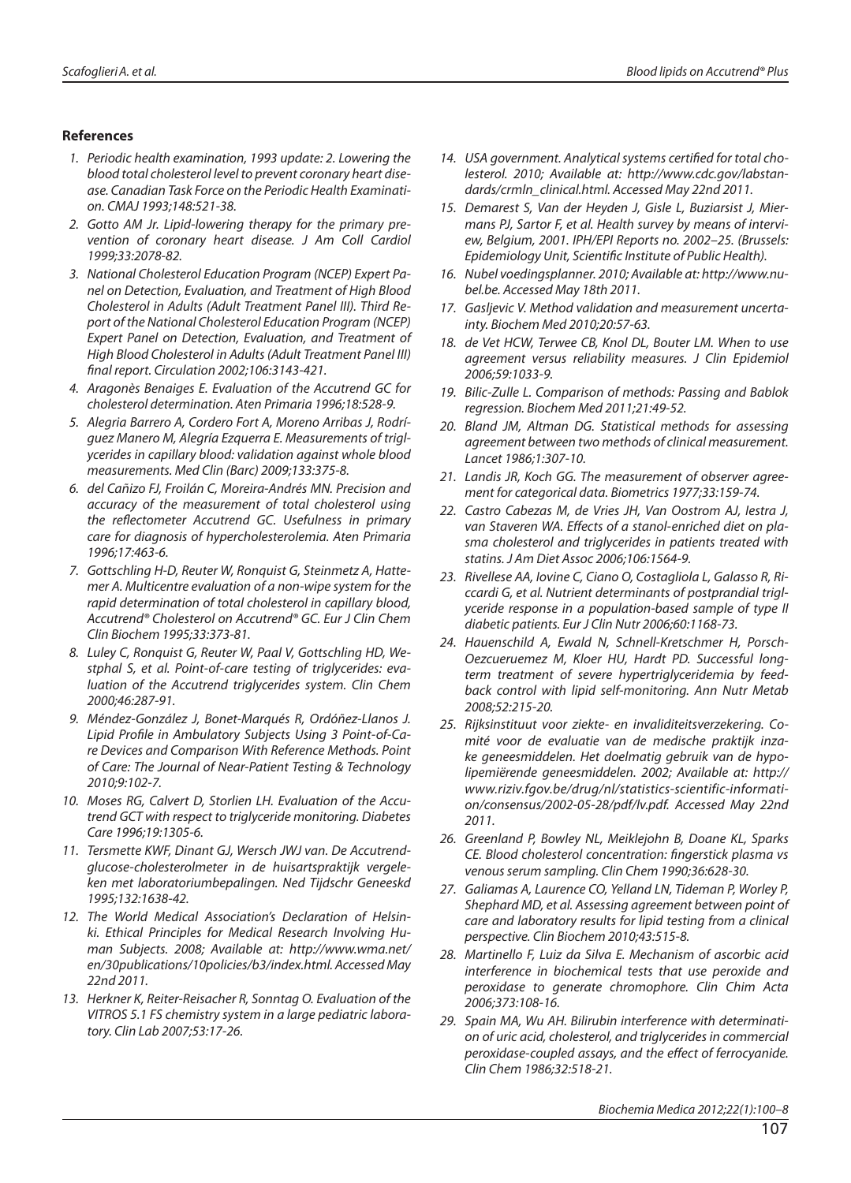## References

1. *Periodic health examination, 1993 update: 2. Lowering the blood total cholesterol level to prevent coronary heart disease. Canadian Task Force on the Periodic Health Examination. CMAJ 1993;148:521-38.*
2. *Gotto AM Jr. Lipid-lowering therapy for the primary prevention of coronary heart disease. J Am Coll Cardiol 1999;33:2078-82.*
3. *National Cholesterol Education Program (NCEP) Expert Panel on Detection, Evaluation, and Treatment of High Blood Cholesterol in Adults (Adult Treatment Panel III). Third Report of the National Cholesterol Education Program (NCEP) Expert Panel on Detection, Evaluation, and Treatment of High Blood Cholesterol in Adults (Adult Treatment Panel III) final report. Circulation 2002;106:3143-421.*
4. *Aragonès Benaiges E. Evaluation of the Accutrend GC for cholesterol determination. Aten Primaria 1996;18:528-9.*
5. *Alegria Barrero A, Cordero Fort A, Moreno Arribas J, Rodríguez Manero M, Alegría Ezquerra E. Measurements of triglycerides in capillary blood: validation against whole blood measurements. Med Clin (Barc) 2009;133:375-8.*
6. *del Cañizo FJ, Froilán C, Moreira-Andrés MN. Precision and accuracy of the measurement of total cholesterol using the reflectometer Accutrend GC. Usefulness in primary care for diagnosis of hypercholesterolemia. Aten Primaria 1996;17:463-6.*
7. *Gottschling H-D, Reuter W, Ronquist G, Steinmetz A, Hattemer A. Multicentre evaluation of a non-wipe system for the rapid determination of total cholesterol in capillary blood, Accutrend® Cholesterol on Accutrend® GC. Eur J Clin Chem Clin Biochem 1995;33:373-81.*
8. *Luley C, Ronquist G, Reuter W, Paal V, Gottschling HD, Westphal S, et al. Point-of-care testing of triglycerides: evaluation of the Accutrend triglycerides system. Clin Chem 2000;46:287-91.*
9. *Méndez-González J, Bonet-Marqués R, Ordóñez-Llanos J. Lipid Profile in Ambulatory Subjects Using 3 Point-of-Care Devices and Comparison With Reference Methods. Point of Care: The Journal of Near-Patient Testing & Technology 2010;9:102-7.*
10. *Moses RG, Calvert D, Storlien LH. Evaluation of the Accutrend GCT with respect to triglyceride monitoring. Diabetes Care 1996;19:1305-6.*
11. *Tersmette KWF, Dinant GJ, Wersch JWJ van. De Accutrend-glucose-cholesterolmeter in de huisartspraktijk vergeleken met laboratoriumbepalingen. Ned Tijdschr Geneeskd 1995;132:1638-42.*
12. *The World Medical Association's Declaration of Helsinki. Ethical Principles for Medical Research Involving Human Subjects. 2008; Available at: http://www.wma.net/en/30publications/10policies/b3/index.html. Accessed May 22nd 2011.*
13. *Herkner K, Reiter-Reisacher R, Sonntag O. Evaluation of the VITROS 5.1 FS chemistry system in a large pediatric laboratory. Clin Lab 2007;53:17-26.*
14. *USA government. Analytical systems certified for total cholesterol. 2010; Available at: http://www.cdc.gov/labstandards/crmln_clinical.html. Accessed May 22nd 2011.*
15. *Demarest S, Van der Heyden J, Gisle L, Buziarsist J, Miermans PJ, Sartor F, et al. Health survey by means of interview, Belgium, 2001. IPH/EPI Reports no. 2002–25. (Brussels: Epidemiology Unit, Scientific Institute of Public Health).*
16. *Nubel voedingsplanner. 2010; Available at: http://www.nubel.be. Accessed May 18th 2011.*
17. *Gasljevic V. Method validation and measurement uncertainty. Biochem Med 2010;20:57-63.*
18. *de Vet HCW, Terwee CB, Knol DL, Bouter LM. When to use agreement versus reliability measures. J Clin Epidemiol 2006;59:1033-9.*
19. *Bilic-Zulle L. Comparison of methods: Passing and Bablok regression. Biochem Med 2011;21:49-52.*
20. *Bland JM, Altman DG. Statistical methods for assessing agreement between two methods of clinical measurement. Lancet 1986;1:307-10.*
21. *Landis JR, Koch GG. The measurement of observer agreement for categorical data. Biometrics 1977;33:159-74.*
22. *Castro Cabezas M, de Vries JH, Van Oostrom AJ, Iestra J, van Staveren WA. Effects of a stanol-enriched diet on plasma cholesterol and triglycerides in patients treated with statins. J Am Diet Assoc 2006;106:1564-9.*
23. *Rivellese AA, Iovine C, Ciano O, Costagliola L, Galasso R, Riccardi G, et al. Nutrient determinants of postprandial triglyceride response in a population-based sample of type II diabetic patients. Eur J Clin Nutr 2006;60:1168-73.*
24. *Hauenschild A, Ewald N, Schnell-Kretschmer H, Porsch-Oezcueruemez M, Kloer HU, Hardt PD. Successful long-term treatment of severe hypertriglyceridemia by feedback control with lipid self-monitoring. Ann Nutr Metab 2008;52:215-20.*
25. *Rijksinstituut voor ziekte- en invaliditeitsverzekering. Comité voor de evaluatie van de medische praktijk inzake geneesmiddelen. Het doelmatig gebruik van de hypolipemiërende geneesmiddelen. 2002; Available at: http://www.riziv.fgov.be/drug/nl/statistics-scientific-information/consensus/2002-05-28/pdf/lv.pdf. Accessed May 22nd 2011.*
26. *Greenland P, Bowley NL, Meiklejohn B, Doane KL, Sparks CE. Blood cholesterol concentration: fingerstick plasma vs venous serum sampling. Clin Chem 1990;36:628-30.*
27. *Galiamas A, Laurence CO, Yelland LN, Tideman P, Worley P, Shephard MD, et al. Assessing agreement between point of care and laboratory results for lipid testing from a clinical perspective. Clin Biochem 2010;43:515-8.*
28. *Martinello F, Luiz da Silva E. Mechanism of ascorbic acid interference in biochemical tests that use peroxide and peroxidase to generate chromophore. Clin Chim Acta 2006;373:108-16.*
29. *Spain MA, Wu AH. Bilirubin interference with determination of uric acid, cholesterol, and triglycerides in commercial peroxidase-coupled assays, and the effect of ferrocyanide. Clin Chem 1986;32:518-21.*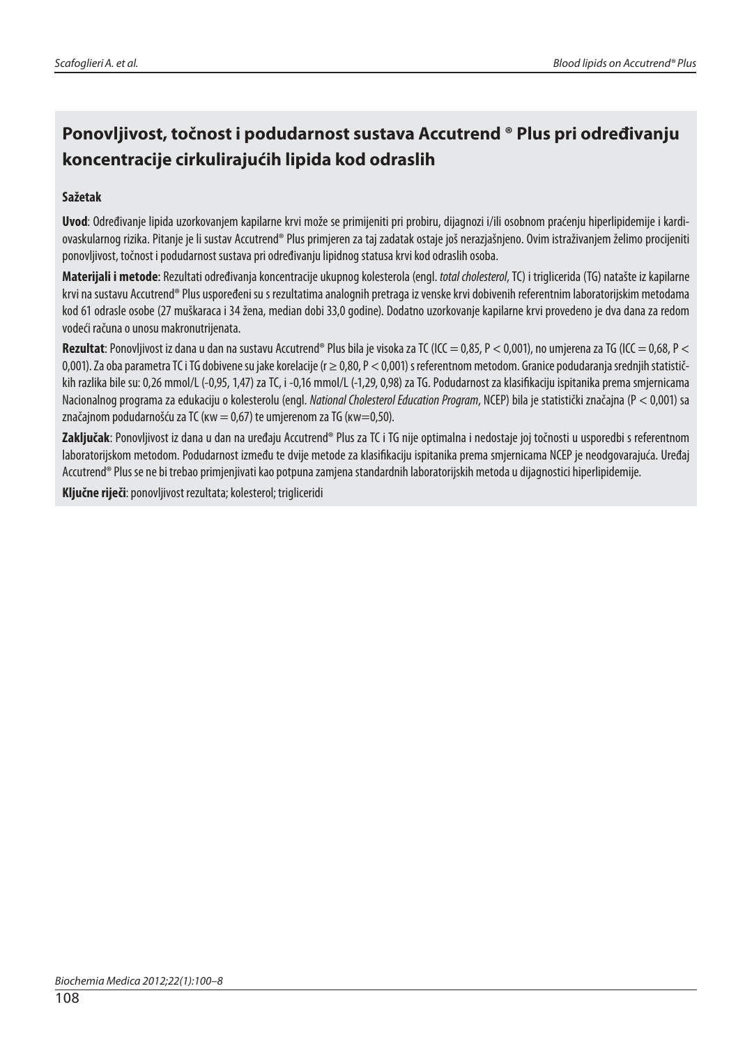## Ponovljivost, točnost i podudarnost sustava Accutrend ® Plus pri određivanju koncentracije cirkulirajućih lipida kod odraslih

**Sažetak**

**Uvod**: Određivanje lipida uzorkovanjem kapilarne krvi može se primijeniti pri probiru, dijagnozi i/ili osobnom praćenju hiperlipidemije i kardiovaskularnog rizika. Pitanje je li sustav Accutrend® Plus primjeren za taj zadatak ostaje još nerazjašnjeno. Ovim istraživanjem želimo procijeniti ponovljivost, točnost i podudarnost sustava pri određivanju lipidnog statusa krvi kod odraslih osoba.

**Materijali i metode**: Rezultati određivanja koncentracije ukupnog kolesterola (engl. *total cholesterol*, TC) i triglicerida (TG) natašte iz kapilarne krvi na sustavu Accutrend® Plus uspoređeni su s rezultatima analognih pretraga iz venske krvi dobivenih referentnim laboratorijskim metodama kod 61 odrasle osobe (27 muškaraca i 34 žena, median dobi 33,0 godine). Dodatno uzorkovanje kapilarne krvi provedeno je dva dana za redom vodeći računa o unosu makronutrijenata.

**Rezultat**: Ponovljivost iz dana u dan na sustavu Accutrend® Plus bila je visoka za TC (ICC = 0,85, P < 0,001), no umjerena za TG (ICC = 0,68, P < 0,001). Za oba parametra TC i TG dobivene su jake korelacije (r ≥ 0,80, P < 0,001) s referentnom metodom. Granice podudaranja srednjih statističkih razlika bile su: 0,26 mmol/L (-0,95, 1,47) za TC, i -0,16 mmol/L (-1,29, 0,98) za TG. Podudarnost za klasifikaciju ispitanika prema smjernicama Nacionalnog programa za edukaciju o kolesterolu (engl. *National Cholesterol Education Program*, NCEP) bila je statistički značajna (P < 0,001) sa značajnom podudarnošću za TC (κw = 0,67) te umjerenom za TG (κw=0,50).

**Zaključak**: Ponovljivost iz dana u dan na uređaju Accutrend® Plus za TC i TG nije optimalna i nedostaje joj točnosti u usporedbi s referentnom laboratorijskom metodom. Podudarnost između te dvije metode za klasifikaciju ispitanika prema smjernicama NCEP je neodgovarajuća. Uređaj Accutrend® Plus se ne bi trebao primjenjivati kao potpuna zamjena standardnih laboratorijskih metoda u dijagnostici hiperlipidemije.

**Ključne riječi**: ponovljivost rezultata; kolesterol; trigliceridi